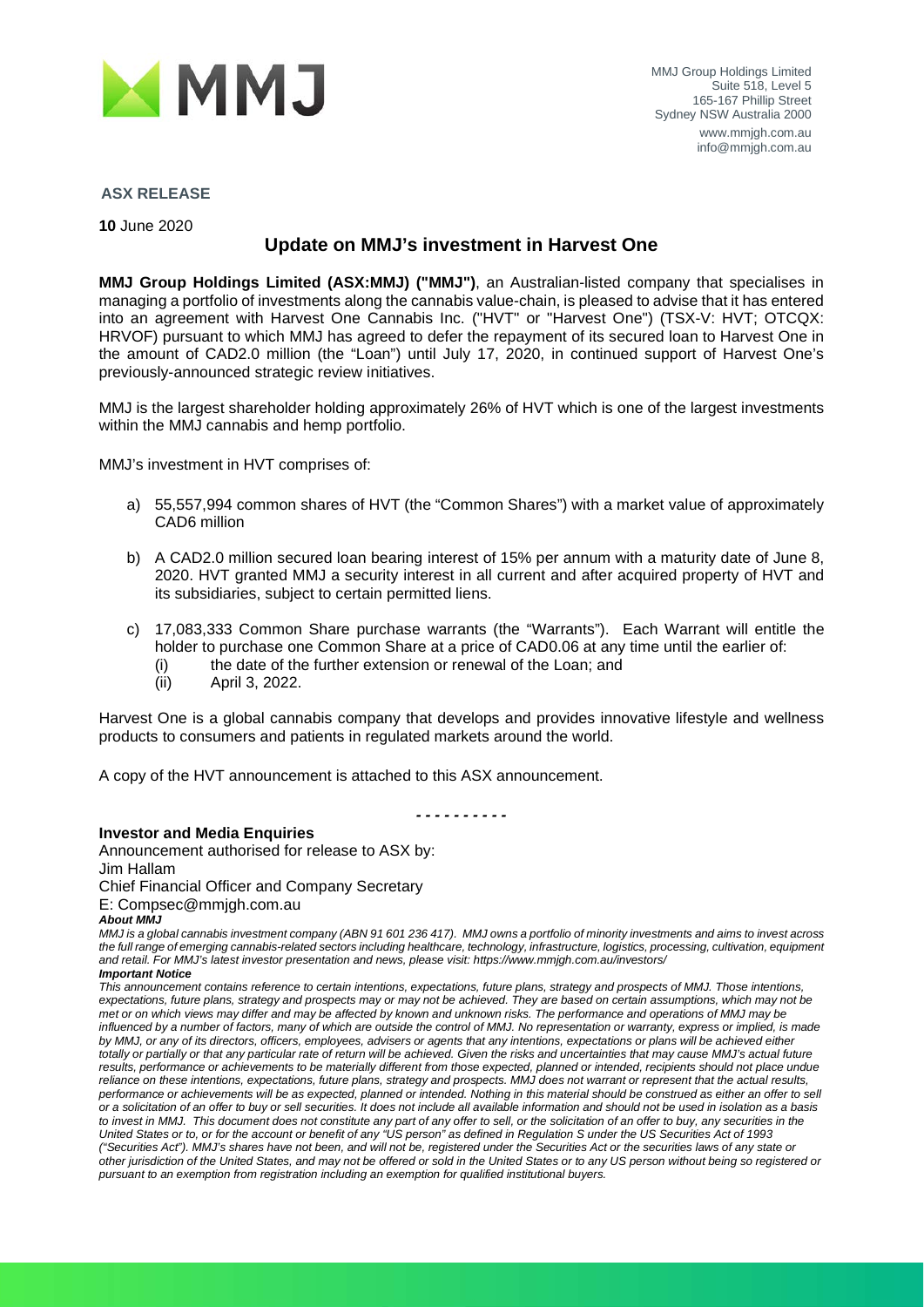MMJ Group Holdings Limited
Suite 518, Level 5
165-167 Phillip Street
Sydney NSW Australia 2000
www.mmjgh.com.au
info@mmjgh.com.au

**ASX RELEASE**

**10** June 2020

## Update on MMJ's investment in Harvest One

**MMJ Group Holdings Limited (ASX:MMJ) ("MMJ")**, an Australian-listed company that specialises in managing a portfolio of investments along the cannabis value-chain, is pleased to advise that it has entered into an agreement with Harvest One Cannabis Inc. ("HVT" or "Harvest One") (TSX-V: HVT; OTCQX: HRVOF) pursuant to which MMJ has agreed to defer the repayment of its secured loan to Harvest One in the amount of CAD2.0 million (the "Loan") until July 17, 2020, in continued support of Harvest One's previously-announced strategic review initiatives.

MMJ is the largest shareholder holding approximately 26% of HVT which is one of the largest investments within the MMJ cannabis and hemp portfolio.

MMJ's investment in HVT comprises of:

a) 55,557,994 common shares of HVT (the "Common Shares") with a market value of approximately CAD6 million

b) A CAD2.0 million secured loan bearing interest of 15% per annum with a maturity date of June 8, 2020. HVT granted MMJ a security interest in all current and after acquired property of HVT and its subsidiaries, subject to certain permitted liens.

c) 17,083,333 Common Share purchase warrants (the "Warrants"). Each Warrant will entitle the holder to purchase one Common Share at a price of CAD0.06 at any time until the earlier of:
   (i) the date of the further extension or renewal of the Loan; and
   (ii) April 3, 2022.

Harvest One is a global cannabis company that develops and provides innovative lifestyle and wellness products to consumers and patients in regulated markets around the world.

A copy of the HVT announcement is attached to this ASX announcement.

**- - - - - - - - - -**

**Investor and Media Enquiries**

Announcement authorised for release to ASX by:
Jim Hallam
Chief Financial Officer and Company Secretary
E: Compsec@mmjgh.com.au

***About MMJ***

*MMJ is a global cannabis investment company (ABN 91 601 236 417). MMJ owns a portfolio of minority investments and aims to invest across the full range of emerging cannabis-related sectors including healthcare, technology, infrastructure, logistics, processing, cultivation, equipment and retail. For MMJ's latest investor presentation and news, please visit: https://www.mmjgh.com.au/investors/*

***Important Notice***

*This announcement contains reference to certain intentions, expectations, future plans, strategy and prospects of MMJ. Those intentions, expectations, future plans, strategy and prospects may or may not be achieved. They are based on certain assumptions, which may not be met or on which views may differ and may be affected by known and unknown risks. The performance and operations of MMJ may be influenced by a number of factors, many of which are outside the control of MMJ. No representation or warranty, express or implied, is made by MMJ, or any of its directors, officers, employees, advisers or agents that any intentions, expectations or plans will be achieved either totally or partially or that any particular rate of return will be achieved. Given the risks and uncertainties that may cause MMJ's actual future results, performance or achievements to be materially different from those expected, planned or intended, recipients should not place undue reliance on these intentions, expectations, future plans, strategy and prospects. MMJ does not warrant or represent that the actual results, performance or achievements will be as expected, planned or intended. Nothing in this material should be construed as either an offer to sell or a solicitation of an offer to buy or sell securities. It does not include all available information and should not be used in isolation as a basis to invest in MMJ. This document does not constitute any part of any offer to sell, or the solicitation of an offer to buy, any securities in the United States or to, or for the account or benefit of any "US person" as defined in Regulation S under the US Securities Act of 1993 ("Securities Act"). MMJ's shares have not been, and will not be, registered under the Securities Act or the securities laws of any state or other jurisdiction of the United States, and may not be offered or sold in the United States or to any US person without being so registered or pursuant to an exemption from registration including an exemption for qualified institutional buyers.*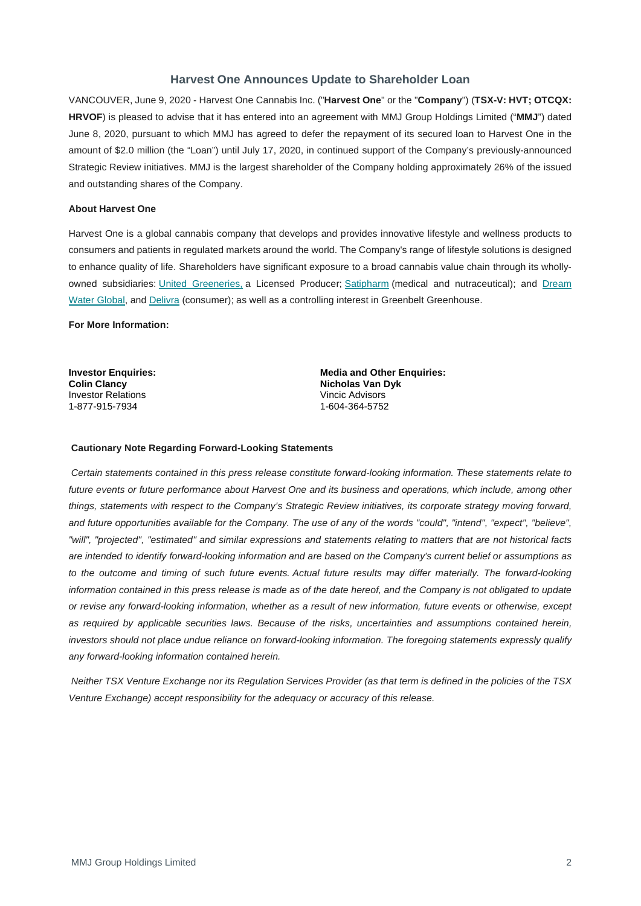## Harvest One Announces Update to Shareholder Loan

VANCOUVER, June 9, 2020 - Harvest One Cannabis Inc. ("**Harvest One**" or the "**Company**") (**TSX-V: HVT; OTCQX: HRVOF**) is pleased to advise that it has entered into an agreement with MMJ Group Holdings Limited ("**MMJ**") dated June 8, 2020, pursuant to which MMJ has agreed to defer the repayment of its secured loan to Harvest One in the amount of $2.0 million (the "Loan") until July 17, 2020, in continued support of the Company's previously-announced Strategic Review initiatives. MMJ is the largest shareholder of the Company holding approximately 26% of the issued and outstanding shares of the Company.

**About Harvest One**

Harvest One is a global cannabis company that develops and provides innovative lifestyle and wellness products to consumers and patients in regulated markets around the world. The Company's range of lifestyle solutions is designed to enhance quality of life. Shareholders have significant exposure to a broad cannabis value chain through its wholly-owned subsidiaries: United Greeneries, a Licensed Producer; Satipharm (medical and nutraceutical); and Dream Water Global, and Delivra (consumer); as well as a controlling interest in Greenbelt Greenhouse.

**For More Information:**

**Investor Enquiries:**
**Colin Clancy**
Investor Relations
1-877-915-7934

**Media and Other Enquiries:**
**Nicholas Van Dyk**
Vincic Advisors
1-604-364-5752

**Cautionary Note Regarding Forward-Looking Statements**

*Certain statements contained in this press release constitute forward-looking information. These statements relate to future events or future performance about Harvest One and its business and operations, which include, among other things, statements with respect to the Company's Strategic Review initiatives, its corporate strategy moving forward, and future opportunities available for the Company. The use of any of the words "could", "intend", "expect", "believe", "will", "projected", "estimated" and similar expressions and statements relating to matters that are not historical facts are intended to identify forward-looking information and are based on the Company's current belief or assumptions as to the outcome and timing of such future events. Actual future results may differ materially. The forward-looking information contained in this press release is made as of the date hereof, and the Company is not obligated to update or revise any forward-looking information, whether as a result of new information, future events or otherwise, except as required by applicable securities laws. Because of the risks, uncertainties and assumptions contained herein, investors should not place undue reliance on forward-looking information. The foregoing statements expressly qualify any forward-looking information contained herein.*

*Neither TSX Venture Exchange nor its Regulation Services Provider (as that term is defined in the policies of the TSX Venture Exchange) accept responsibility for the adequacy or accuracy of this release.*